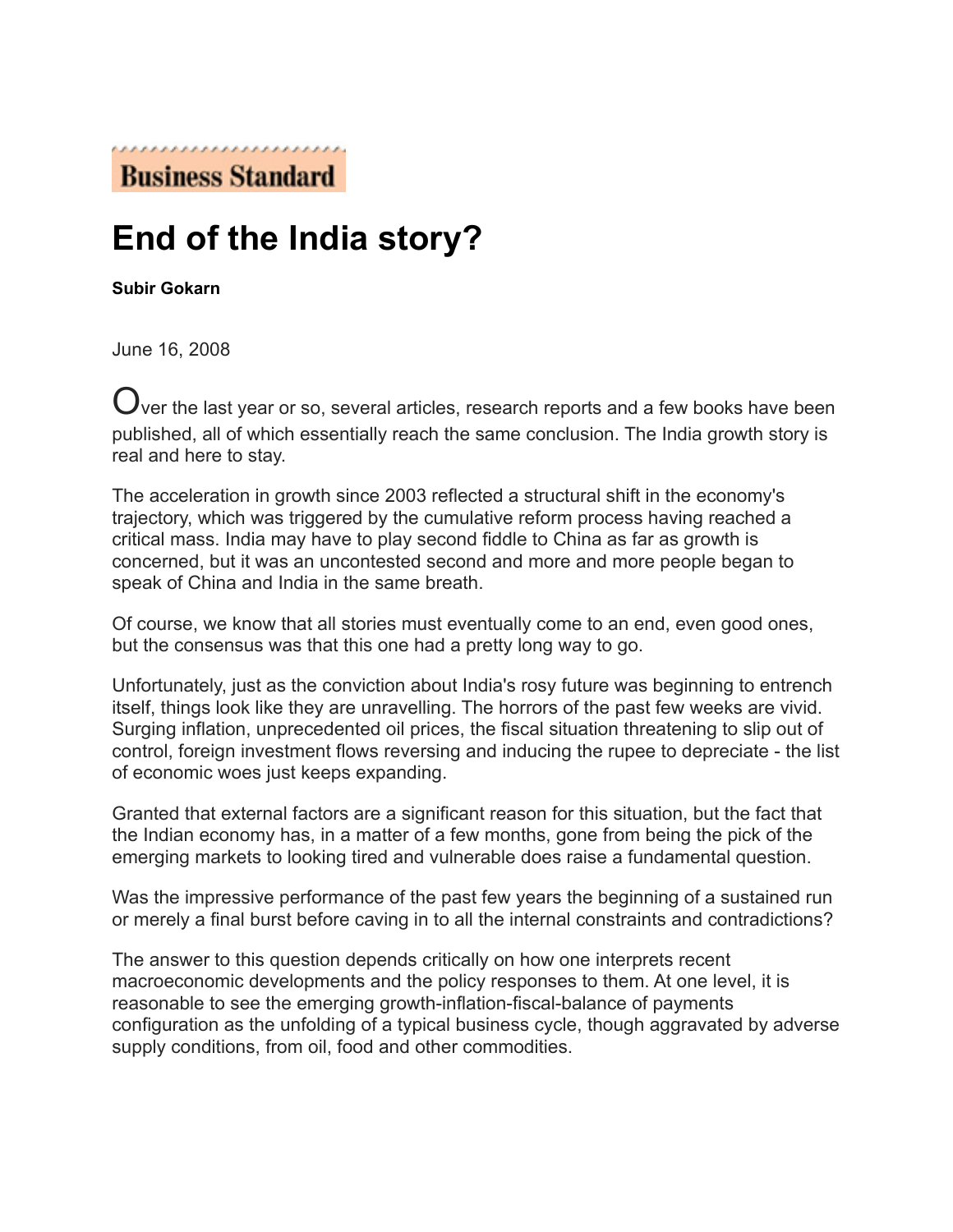Business Standard

# End of the India story?

**Subir Gokarn**

June 16, 2008

Over the last year or so, several articles, research reports and a few books have been published, all of which essentially reach the same conclusion. The India growth story is real and here to stay.

The acceleration in growth since 2003 reflected a structural shift in the economy's trajectory, which was triggered by the cumulative reform process having reached a critical mass. India may have to play second fiddle to China as far as growth is concerned, but it was an uncontested second and more and more people began to speak of China and India in the same breath.

Of course, we know that all stories must eventually come to an end, even good ones, but the consensus was that this one had a pretty long way to go.

Unfortunately, just as the conviction about India's rosy future was beginning to entrench itself, things look like they are unravelling. The horrors of the past few weeks are vivid. Surging inflation, unprecedented oil prices, the fiscal situation threatening to slip out of control, foreign investment flows reversing and inducing the rupee to depreciate - the list of economic woes just keeps expanding.

Granted that external factors are a significant reason for this situation, but the fact that the Indian economy has, in a matter of a few months, gone from being the pick of the emerging markets to looking tired and vulnerable does raise a fundamental question.

Was the impressive performance of the past few years the beginning of a sustained run or merely a final burst before caving in to all the internal constraints and contradictions?

The answer to this question depends critically on how one interprets recent macroeconomic developments and the policy responses to them. At one level, it is reasonable to see the emerging growth-inflation-fiscal-balance of payments configuration as the unfolding of a typical business cycle, though aggravated by adverse supply conditions, from oil, food and other commodities.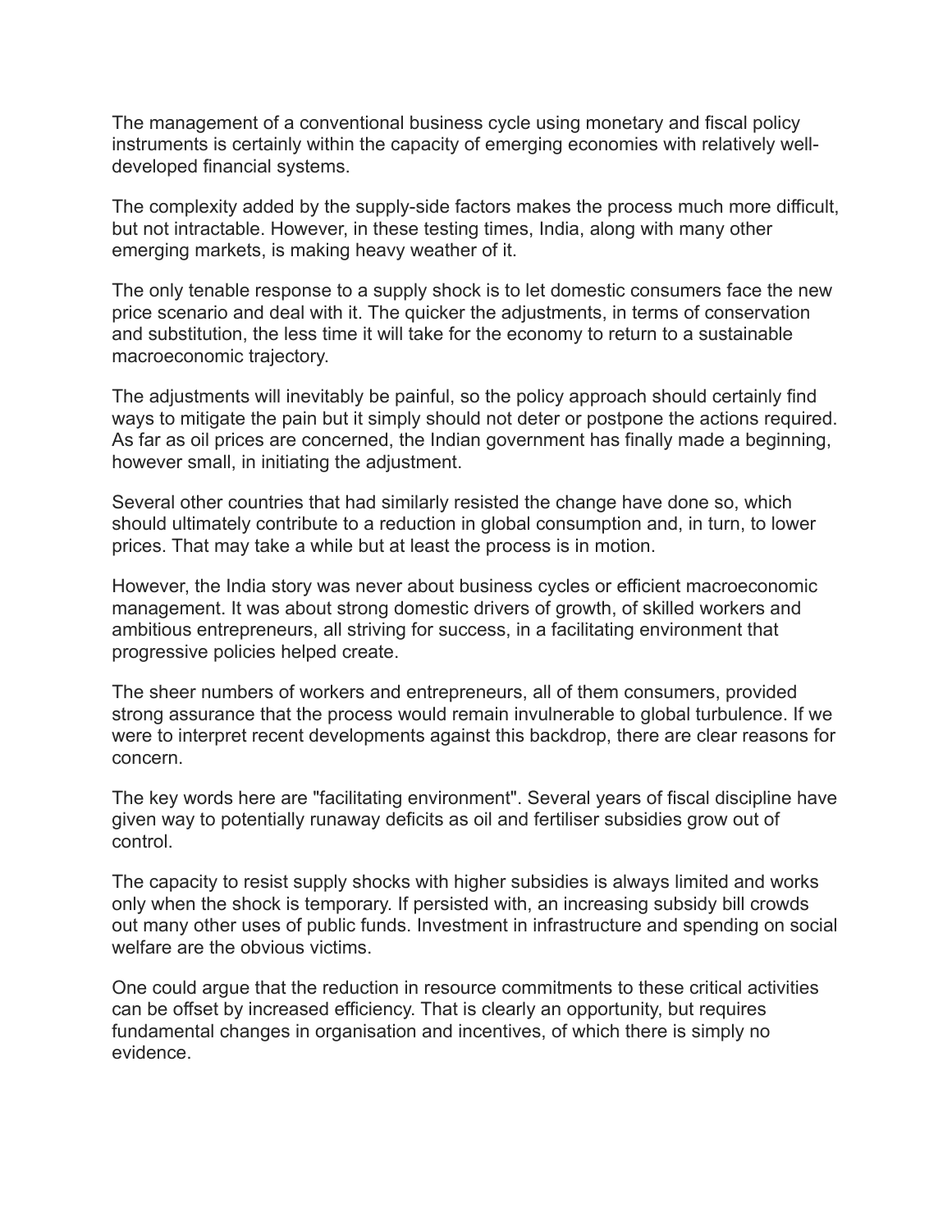The management of a conventional business cycle using monetary and fiscal policy instruments is certainly within the capacity of emerging economies with relatively well-developed financial systems.

The complexity added by the supply-side factors makes the process much more difficult, but not intractable. However, in these testing times, India, along with many other emerging markets, is making heavy weather of it.

The only tenable response to a supply shock is to let domestic consumers face the new price scenario and deal with it. The quicker the adjustments, in terms of conservation and substitution, the less time it will take for the economy to return to a sustainable macroeconomic trajectory.

The adjustments will inevitably be painful, so the policy approach should certainly find ways to mitigate the pain but it simply should not deter or postpone the actions required. As far as oil prices are concerned, the Indian government has finally made a beginning, however small, in initiating the adjustment.

Several other countries that had similarly resisted the change have done so, which should ultimately contribute to a reduction in global consumption and, in turn, to lower prices. That may take a while but at least the process is in motion.

However, the India story was never about business cycles or efficient macroeconomic management. It was about strong domestic drivers of growth, of skilled workers and ambitious entrepreneurs, all striving for success, in a facilitating environment that progressive policies helped create.

The sheer numbers of workers and entrepreneurs, all of them consumers, provided strong assurance that the process would remain invulnerable to global turbulence. If we were to interpret recent developments against this backdrop, there are clear reasons for concern.

The key words here are "facilitating environment". Several years of fiscal discipline have given way to potentially runaway deficits as oil and fertiliser subsidies grow out of control.

The capacity to resist supply shocks with higher subsidies is always limited and works only when the shock is temporary. If persisted with, an increasing subsidy bill crowds out many other uses of public funds. Investment in infrastructure and spending on social welfare are the obvious victims.

One could argue that the reduction in resource commitments to these critical activities can be offset by increased efficiency. That is clearly an opportunity, but requires fundamental changes in organisation and incentives, of which there is simply no evidence.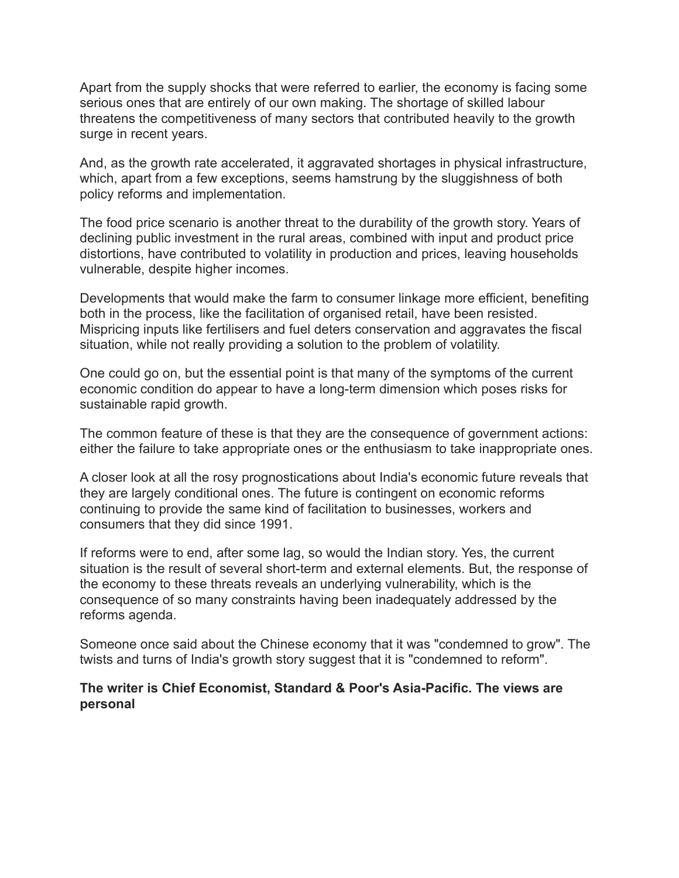Apart from the supply shocks that were referred to earlier, the economy is facing some serious ones that are entirely of our own making. The shortage of skilled labour threatens the competitiveness of many sectors that contributed heavily to the growth surge in recent years.

And, as the growth rate accelerated, it aggravated shortages in physical infrastructure, which, apart from a few exceptions, seems hamstrung by the sluggishness of both policy reforms and implementation.

The food price scenario is another threat to the durability of the growth story. Years of declining public investment in the rural areas, combined with input and product price distortions, have contributed to volatility in production and prices, leaving households vulnerable, despite higher incomes.

Developments that would make the farm to consumer linkage more efficient, benefiting both in the process, like the facilitation of organised retail, have been resisted. Mispricing inputs like fertilisers and fuel deters conservation and aggravates the fiscal situation, while not really providing a solution to the problem of volatility.

One could go on, but the essential point is that many of the symptoms of the current economic condition do appear to have a long-term dimension which poses risks for sustainable rapid growth.

The common feature of these is that they are the consequence of government actions: either the failure to take appropriate ones or the enthusiasm to take inappropriate ones.

A closer look at all the rosy prognostications about India's economic future reveals that they are largely conditional ones. The future is contingent on economic reforms continuing to provide the same kind of facilitation to businesses, workers and consumers that they did since 1991.

If reforms were to end, after some lag, so would the Indian story. Yes, the current situation is the result of several short-term and external elements. But, the response of the economy to these threats reveals an underlying vulnerability, which is the consequence of so many constraints having been inadequately addressed by the reforms agenda.

Someone once said about the Chinese economy that it was "condemned to grow". The twists and turns of India's growth story suggest that it is "condemned to reform".

**The writer is Chief Economist, Standard & Poor's Asia-Pacific. The views are personal**